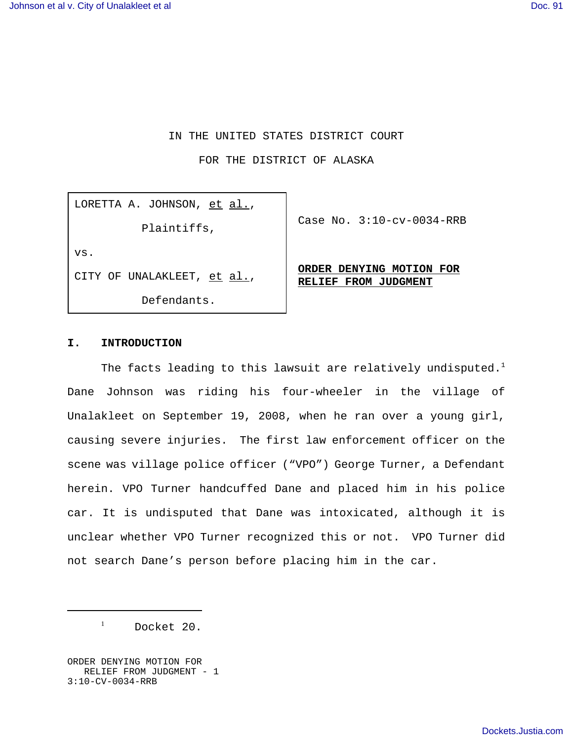IN THE UNITED STATES DISTRICT COURT

FOR THE DISTRICT OF ALASKA

| | |
|---|---|
| LORETTA A. JOHNSON, et al., Plaintiffs, vs. CITY OF UNALAKLEET, et al., Defendants. | Case No. 3:10-cv-0034-RRB **ORDER DENYING MOTION FOR RELIEF FROM JUDGMENT** |

## I. INTRODUCTION

The facts leading to this lawsuit are relatively undisputed.[1] Dane Johnson was riding his four-wheeler in the village of Unalakleet on September 19, 2008, when he ran over a young girl, causing severe injuries. The first law enforcement officer on the scene was village police officer ("VPO") George Turner, a Defendant herein. VPO Turner handcuffed Dane and placed him in his police car. It is undisputed that Dane was intoxicated, although it is unclear whether VPO Turner recognized this or not. VPO Turner did not search Dane's person before placing him in the car.

---

[1] Docket 20.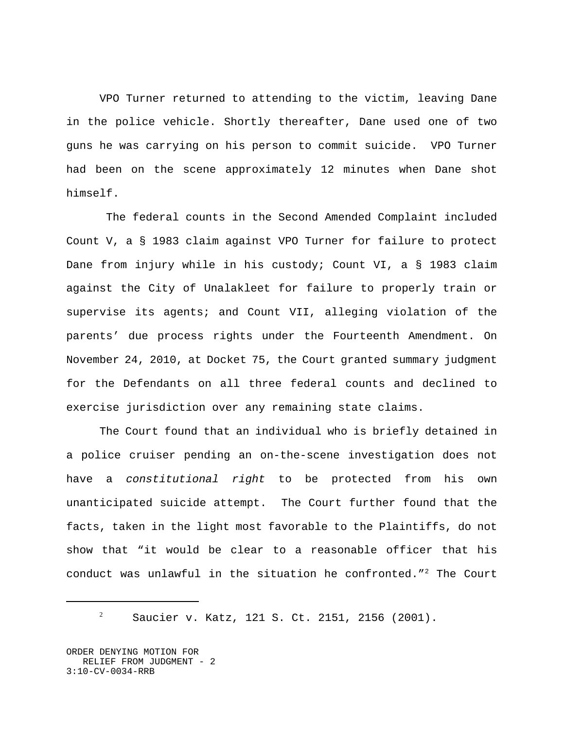VPO Turner returned to attending to the victim, leaving Dane in the police vehicle. Shortly thereafter, Dane used one of two guns he was carrying on his person to commit suicide. VPO Turner had been on the scene approximately 12 minutes when Dane shot himself.

The federal counts in the Second Amended Complaint included Count V, a § 1983 claim against VPO Turner for failure to protect Dane from injury while in his custody; Count VI, a § 1983 claim against the City of Unalakleet for failure to properly train or supervise its agents; and Count VII, alleging violation of the parents' due process rights under the Fourteenth Amendment. On November 24, 2010, at Docket 75, the Court granted summary judgment for the Defendants on all three federal counts and declined to exercise jurisdiction over any remaining state claims.

The Court found that an individual who is briefly detained in a police cruiser pending an on-the-scene investigation does not have a *constitutional right* to be protected from his own unanticipated suicide attempt. The Court further found that the facts, taken in the light most favorable to the Plaintiffs, do not show that "it would be clear to a reasonable officer that his conduct was unlawful in the situation he confronted."[2] The Court

[2] Saucier v. Katz, 121 S. Ct. 2151, 2156 (2001).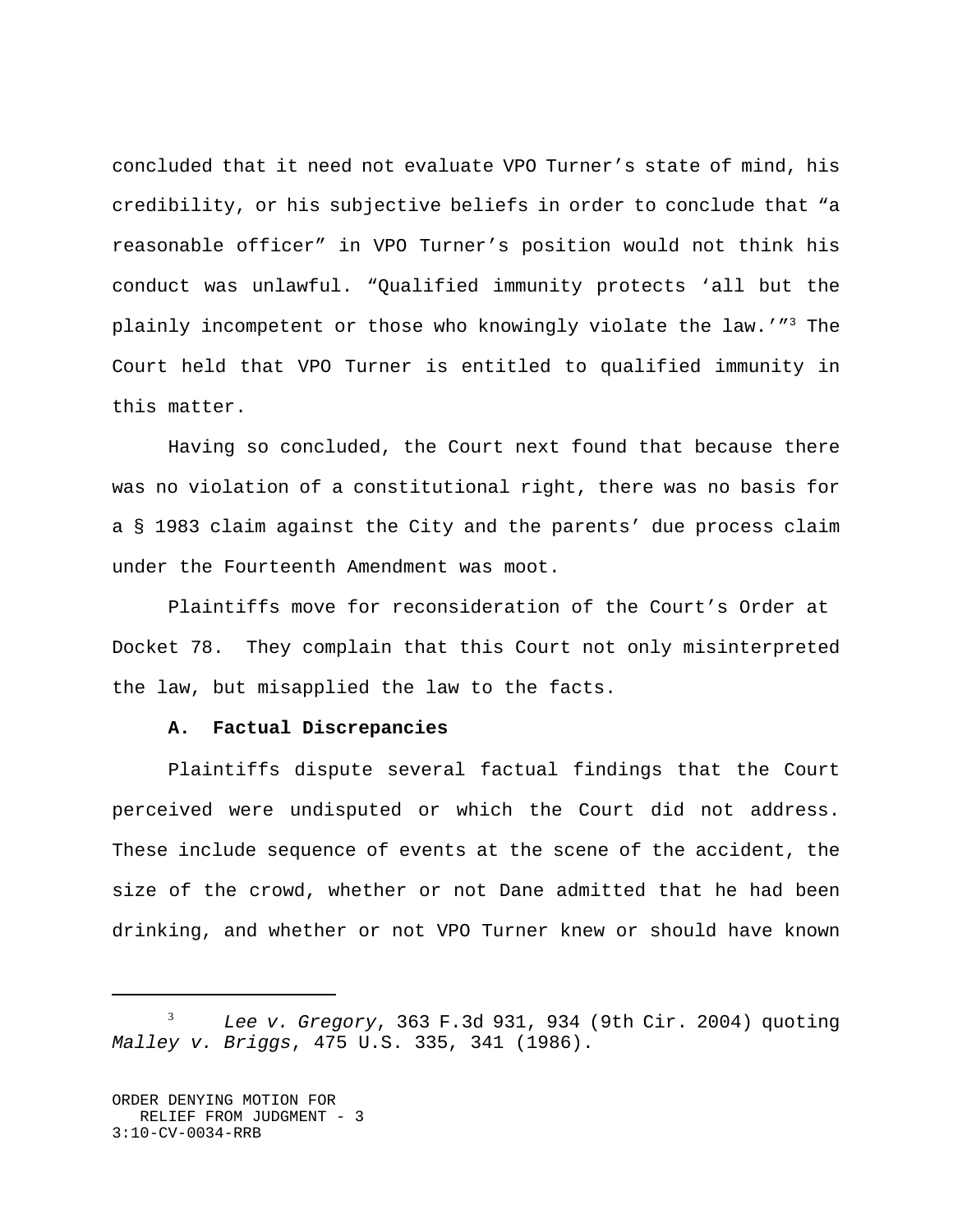concluded that it need not evaluate VPO Turner's state of mind, his credibility, or his subjective beliefs in order to conclude that "a reasonable officer" in VPO Turner's position would not think his conduct was unlawful. "Qualified immunity protects 'all but the plainly incompetent or those who knowingly violate the law.'"[3] The Court held that VPO Turner is entitled to qualified immunity in this matter.

Having so concluded, the Court next found that because there was no violation of a constitutional right, there was no basis for a § 1983 claim against the City and the parents' due process claim under the Fourteenth Amendment was moot.

Plaintiffs move for reconsideration of the Court's Order at Docket 78. They complain that this Court not only misinterpreted the law, but misapplied the law to the facts.

**A. Factual Discrepancies**

Plaintiffs dispute several factual findings that the Court perceived were undisputed or which the Court did not address. These include sequence of events at the scene of the accident, the size of the crowd, whether or not Dane admitted that he had been drinking, and whether or not VPO Turner knew or should have known

---

[3] *Lee v. Gregory*, 363 F.3d 931, 934 (9th Cir. 2004) quoting *Malley v. Briggs*, 475 U.S. 335, 341 (1986).

ORDER DENYING MOTION FOR RELIEF FROM JUDGMENT - 3
3:10-CV-0034-RRB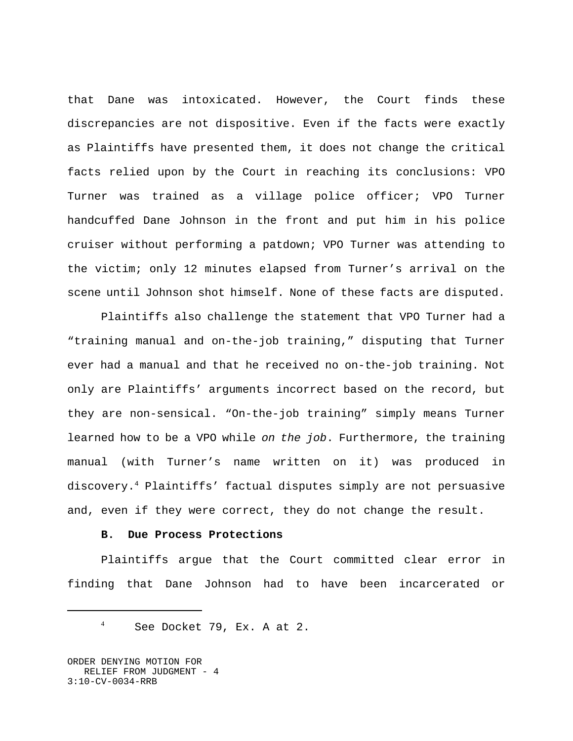that Dane was intoxicated. However, the Court finds these discrepancies are not dispositive. Even if the facts were exactly as Plaintiffs have presented them, it does not change the critical facts relied upon by the Court in reaching its conclusions: VPO Turner was trained as a village police officer; VPO Turner handcuffed Dane Johnson in the front and put him in his police cruiser without performing a patdown; VPO Turner was attending to the victim; only 12 minutes elapsed from Turner's arrival on the scene until Johnson shot himself. None of these facts are disputed.

Plaintiffs also challenge the statement that VPO Turner had a "training manual and on-the-job training," disputing that Turner ever had a manual and that he received no on-the-job training. Not only are Plaintiffs' arguments incorrect based on the record, but they are non-sensical. "On-the-job training" simply means Turner learned how to be a VPO while *on the job*. Furthermore, the training manual (with Turner's name written on it) was produced in discovery.[4] Plaintiffs' factual disputes simply are not persuasive and, even if they were correct, they do not change the result.

**B. Due Process Protections**

Plaintiffs argue that the Court committed clear error in finding that Dane Johnson had to have been incarcerated or

[4] See Docket 79, Ex. A at 2.

ORDER DENYING MOTION FOR RELIEF FROM JUDGMENT - 4
3:10-CV-0034-RRB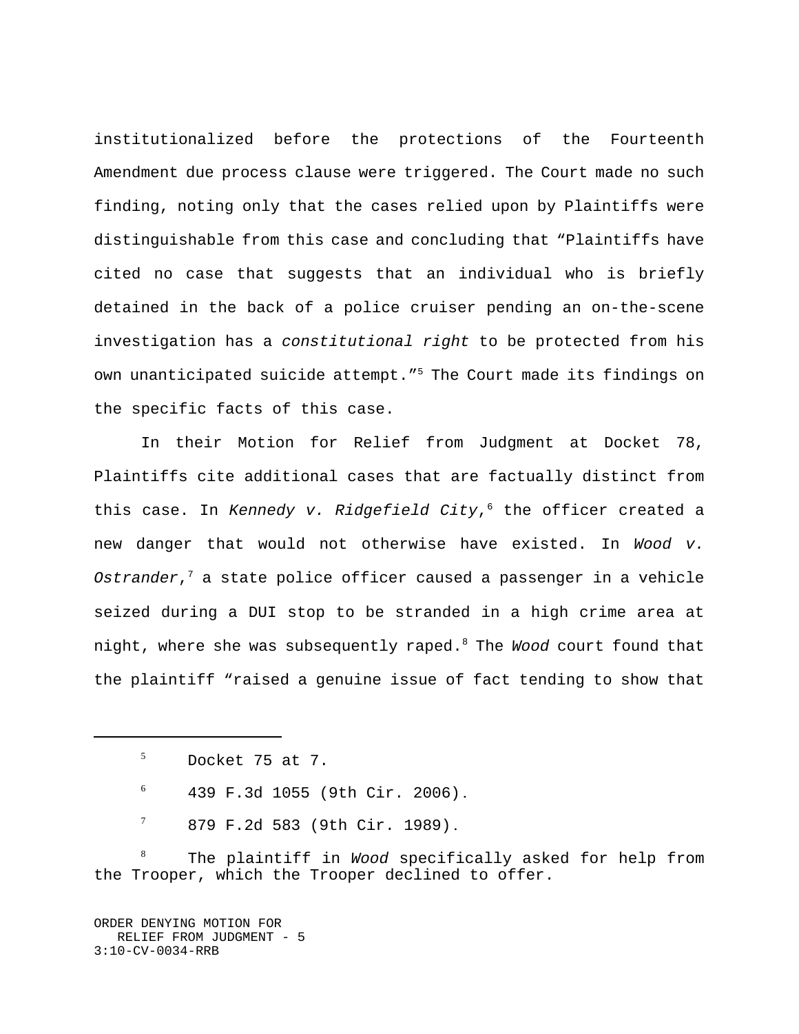institutionalized before the protections of the Fourteenth Amendment due process clause were triggered. The Court made no such finding, noting only that the cases relied upon by Plaintiffs were distinguishable from this case and concluding that "Plaintiffs have cited no case that suggests that an individual who is briefly detained in the back of a police cruiser pending an on-the-scene investigation has a *constitutional right* to be protected from his own unanticipated suicide attempt."[5] The Court made its findings on the specific facts of this case.

In their Motion for Relief from Judgment at Docket 78, Plaintiffs cite additional cases that are factually distinct from this case. In *Kennedy v. Ridgefield City*,[6] the officer created a new danger that would not otherwise have existed. In *Wood v. Ostrander*,[7] a state police officer caused a passenger in a vehicle seized during a DUI stop to be stranded in a high crime area at night, where she was subsequently raped.[8] The *Wood* court found that the plaintiff "raised a genuine issue of fact tending to show that

---

[5] Docket 75 at 7.

[6] 439 F.3d 1055 (9th Cir. 2006).

[7] 879 F.2d 583 (9th Cir. 1989).

[8] The plaintiff in *Wood* specifically asked for help from the Trooper, which the Trooper declined to offer.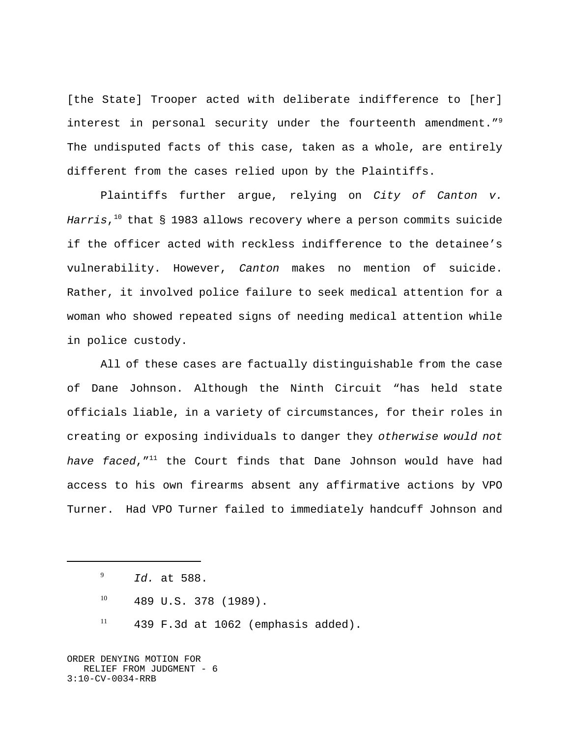[the State] Trooper acted with deliberate indifference to [her] interest in personal security under the fourteenth amendment."[9] The undisputed facts of this case, taken as a whole, are entirely different from the cases relied upon by the Plaintiffs.

Plaintiffs further argue, relying on *City of Canton v. Harris*,[10] that § 1983 allows recovery where a person commits suicide if the officer acted with reckless indifference to the detainee's vulnerability. However, *Canton* makes no mention of suicide. Rather, it involved police failure to seek medical attention for a woman who showed repeated signs of needing medical attention while in police custody.

All of these cases are factually distinguishable from the case of Dane Johnson. Although the Ninth Circuit "has held state officials liable, in a variety of circumstances, for their roles in creating or exposing individuals to danger they *otherwise would not have faced*,"[11] the Court finds that Dane Johnson would have had access to his own firearms absent any affirmative actions by VPO Turner. Had VPO Turner failed to immediately handcuff Johnson and

---

[9] *Id.* at 588.

[10] 489 U.S. 378 (1989).

[11] 439 F.3d at 1062 (emphasis added).

ORDER DENYING MOTION FOR RELIEF FROM JUDGMENT - 6
3:10-CV-0034-RRB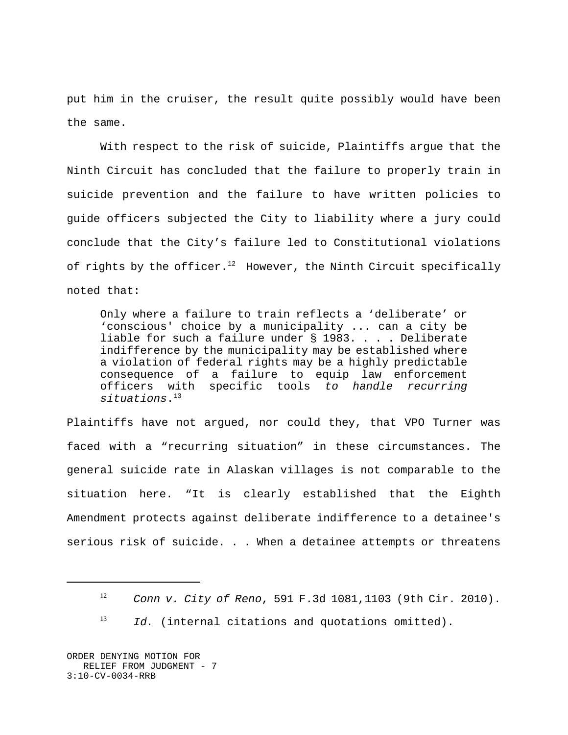put him in the cruiser, the result quite possibly would have been the same.

With respect to the risk of suicide, Plaintiffs argue that the Ninth Circuit has concluded that the failure to properly train in suicide prevention and the failure to have written policies to guide officers subjected the City to liability where a jury could conclude that the City's failure led to Constitutional violations of rights by the officer.[12] However, the Ninth Circuit specifically noted that:

> Only where a failure to train reflects a 'deliberate' or 'conscious' choice by a municipality ... can a city be liable for such a failure under § 1983. . . . Deliberate indifference by the municipality may be established where a violation of federal rights may be a highly predictable consequence of a failure to equip law enforcement officers with specific tools *to handle recurring situations*.[13]

Plaintiffs have not argued, nor could they, that VPO Turner was faced with a "recurring situation" in these circumstances. The general suicide rate in Alaskan villages is not comparable to the situation here. "It is clearly established that the Eighth Amendment protects against deliberate indifference to a detainee's serious risk of suicide. . . When a detainee attempts or threatens

---

[12] *Conn v. City of Reno*, 591 F.3d 1081,1103 (9th Cir. 2010).

[13] *Id.* (internal citations and quotations omitted).

ORDER DENYING MOTION FOR RELIEF FROM JUDGMENT - 7
3:10-CV-0034-RRB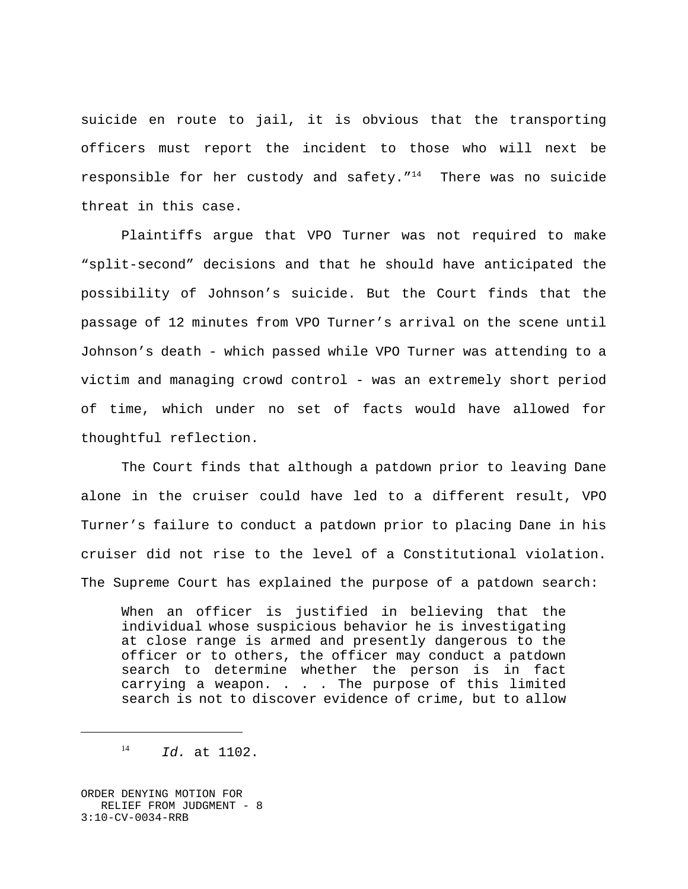suicide en route to jail, it is obvious that the transporting officers must report the incident to those who will next be responsible for her custody and safety."[14] There was no suicide threat in this case.

Plaintiffs argue that VPO Turner was not required to make "split-second" decisions and that he should have anticipated the possibility of Johnson's suicide. But the Court finds that the passage of 12 minutes from VPO Turner's arrival on the scene until Johnson's death - which passed while VPO Turner was attending to a victim and managing crowd control - was an extremely short period of time, which under no set of facts would have allowed for thoughtful reflection.

The Court finds that although a patdown prior to leaving Dane alone in the cruiser could have led to a different result, VPO Turner's failure to conduct a patdown prior to placing Dane in his cruiser did not rise to the level of a Constitutional violation. The Supreme Court has explained the purpose of a patdown search:

> When an officer is justified in believing that the individual whose suspicious behavior he is investigating at close range is armed and presently dangerous to the officer or to others, the officer may conduct a patdown search to determine whether the person is in fact carrying a weapon. . . . The purpose of this limited search is not to discover evidence of crime, but to allow

---

[14] *Id.* at 1102.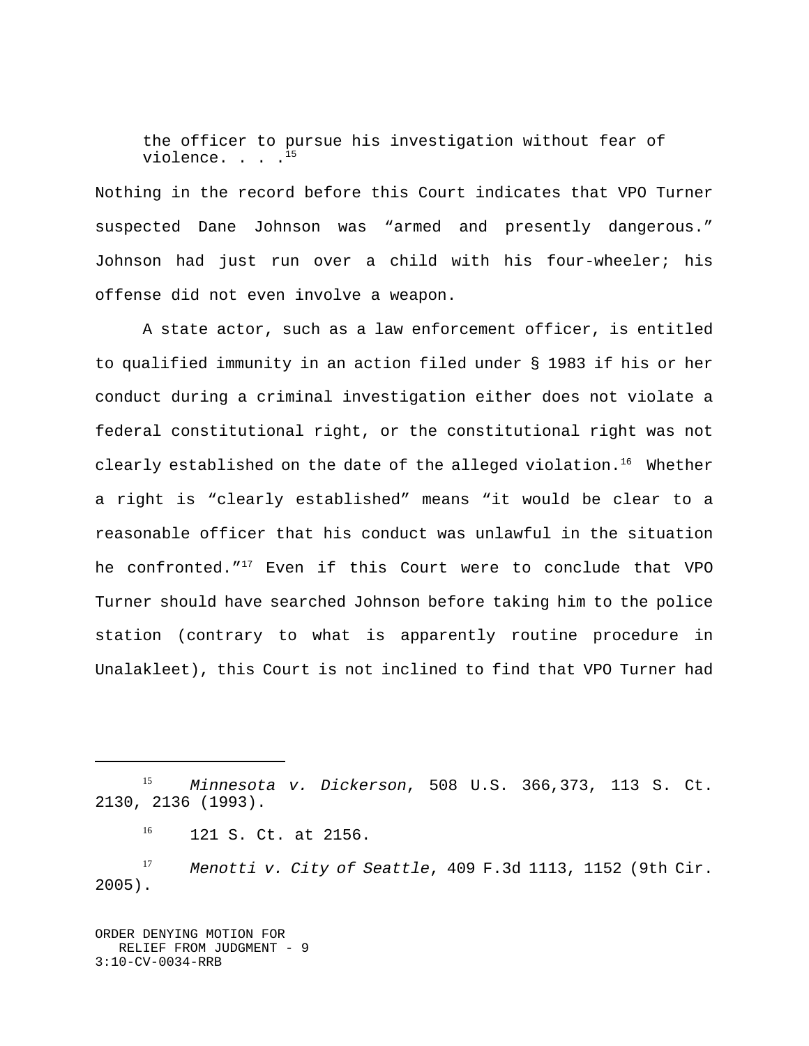> the officer to pursue his investigation without fear of violence. . . .[15]

Nothing in the record before this Court indicates that VPO Turner suspected Dane Johnson was "armed and presently dangerous." Johnson had just run over a child with his four-wheeler; his offense did not even involve a weapon.

A state actor, such as a law enforcement officer, is entitled to qualified immunity in an action filed under § 1983 if his or her conduct during a criminal investigation either does not violate a federal constitutional right, or the constitutional right was not clearly established on the date of the alleged violation.[16] Whether a right is "clearly established" means "it would be clear to a reasonable officer that his conduct was unlawful in the situation he confronted."[17] Even if this Court were to conclude that VPO Turner should have searched Johnson before taking him to the police station (contrary to what is apparently routine procedure in Unalakleet), this Court is not inclined to find that VPO Turner had

---

[15] *Minnesota v. Dickerson*, 508 U.S. 366,373, 113 S. Ct. 2130, 2136 (1993).

[16] 121 S. Ct. at 2156.

[17] *Menotti v. City of Seattle*, 409 F.3d 1113, 1152 (9th Cir. 2005).

ORDER DENYING MOTION FOR RELIEF FROM JUDGMENT - 9
3:10-CV-0034-RRB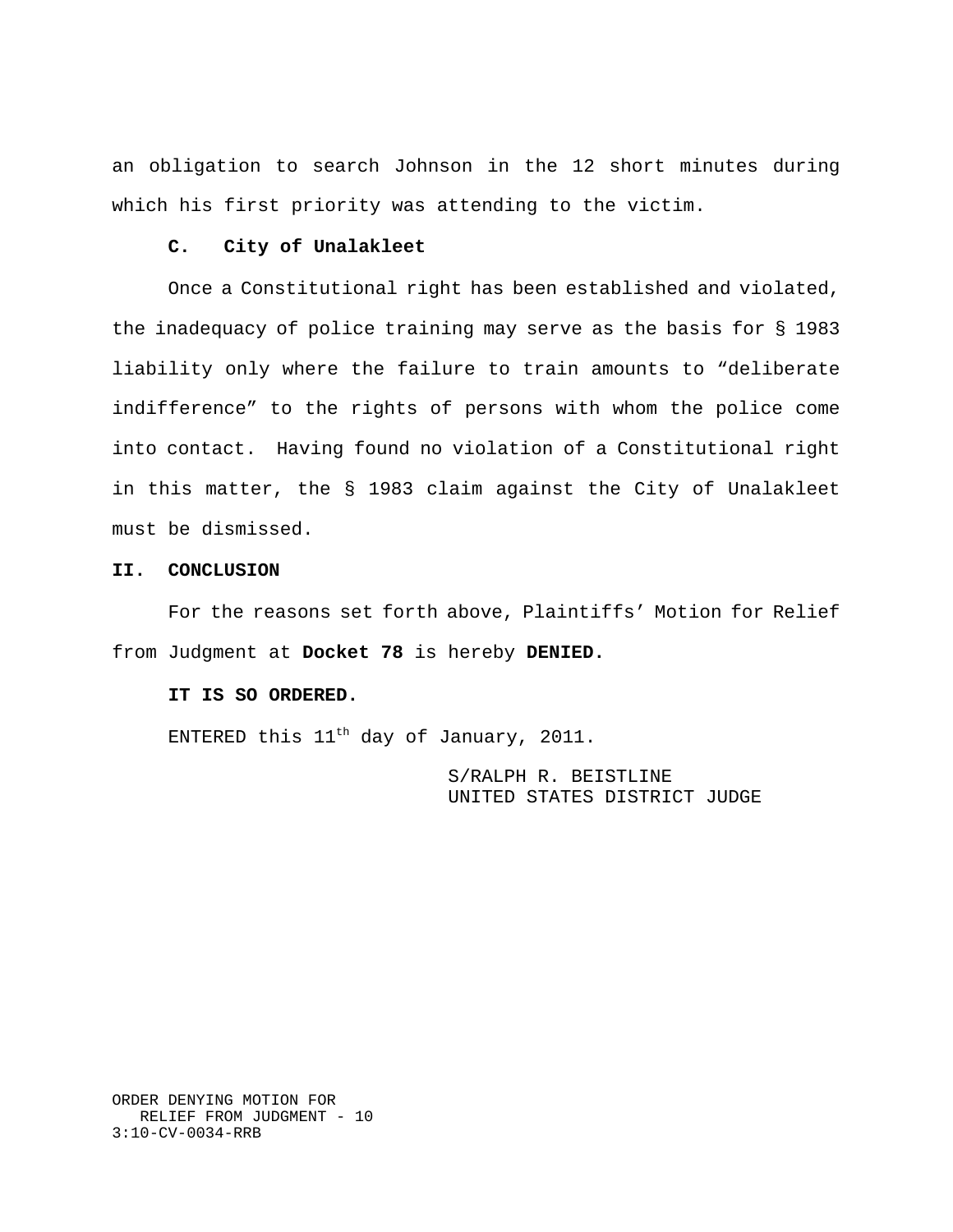an obligation to search Johnson in the 12 short minutes during which his first priority was attending to the victim.

**C. City of Unalakleet**

Once a Constitutional right has been established and violated, the inadequacy of police training may serve as the basis for § 1983 liability only where the failure to train amounts to "deliberate indifference" to the rights of persons with whom the police come into contact. Having found no violation of a Constitutional right in this matter, the § 1983 claim against the City of Unalakleet must be dismissed.

## II. CONCLUSION

For the reasons set forth above, Plaintiffs' Motion for Relief from Judgment at **Docket 78** is hereby **DENIED.**

**IT IS SO ORDERED.**

ENTERED this 11th day of January, 2011.

S/RALPH R. BEISTLINE
UNITED STATES DISTRICT JUDGE